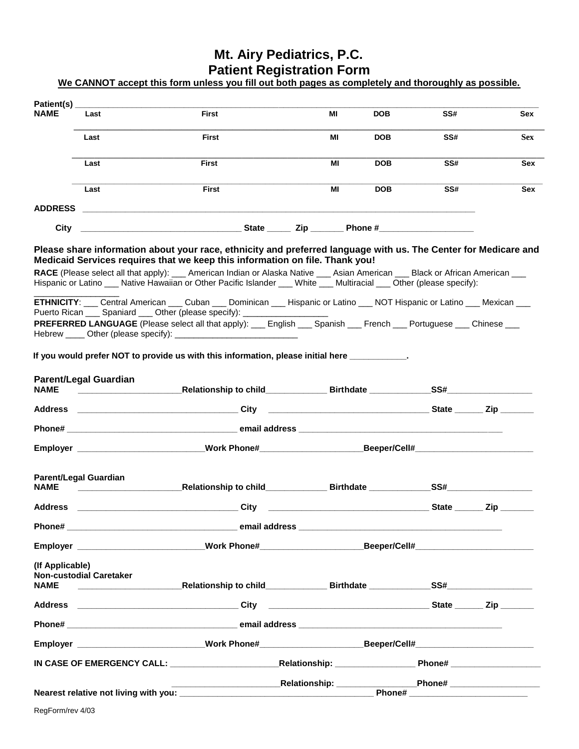# Mt. Airy Pediatrics, P.C.
# Patient Registration Form

**We CANNOT accept this form unless you fill out both pages as completely and thoroughly as possible.**

**Patient(s) NAME** ______________________________________________________________________

| Last | First | MI | DOB | SS# | Sex |
|---|---|---|---|---|---|
| | | | | | |
| Last | First | MI | DOB | SS# | Sex |
| | | | | | |
| Last | First | MI | DOB | SS# | Sex |
| | | | | | |
| Last | First | MI | DOB | SS# | Sex |

**ADDRESS** ______________________________________________________________________

**City** _________________________________ **State** _____ **Zip** _______ **Phone #** ____________________

**Please share information about your race, ethnicity and preferred language with us. The Center for Medicare and Medicaid Services requires that we keep this information on file. Thank you!**

**RACE** (Please select all that apply): ___ American Indian or Alaska Native ___ Asian American ___ Black or African American ___ Hispanic or Latino ___ Native Hawaiian or Other Pacific Islander ___ White ___ Multiracial ___ Other (please specify): _________________

**ETHNICITY**: ___ Central American ___ Cuban ___ Dominican ___ Hispanic or Latino ___ NOT Hispanic or Latino ___ Mexican ___ Puerto Rican ___ Spaniard ___ Other (please specify): __________________

**PREFERRED LANGUAGE** (Please select all that apply): ___ English ___ Spanish ___ French ___ Portuguese ___ Chinese ___ Hebrew ____ Other (please specify): __________________________

**If you would prefer NOT to provide us with this information, please initial here ____________.**

**Parent/Legal Guardian**
**NAME** ______________________**Relationship to child**_____________ **Birthdate** _____________**SS#**__________________

**Address** _________________________________ **City** _________________________________ **State** ______ **Zip** _______

**Phone#** ___________________________________ **email address** ___________________________________________

**Employer** ___________________________**Work Phone#**_____________________**Beeper/Cell#**_________________________

**Parent/Legal Guardian**
**NAME** ______________________**Relationship to child**_____________ **Birthdate** _____________**SS#**__________________

**Address** _________________________________ **City** _________________________________ **State** ______ **Zip** _______

**Phone#** ___________________________________ **email address** ___________________________________________

**Employer** ___________________________**Work Phone#**_____________________**Beeper/Cell#**_________________________

**(If Applicable)**
**Non-custodial Caretaker**
**NAME** ______________________**Relationship to child**_____________ **Birthdate** _____________**SS#**__________________

**Address** _________________________________ **City** _________________________________ **State** ______ **Zip** _______

**Phone#** ___________________________________ **email address** ___________________________________________

**Employer** ___________________________**Work Phone#**_____________________**Beeper/Cell#**_________________________

**IN CASE OF EMERGENCY CALL:** _______________________**Relationship:** _________________ **Phone#** ___________________

_______________________**Relationship:** _________________**Phone#** ___________________

**Nearest relative not living with you:** __________________________________________ **Phone#** _________________________

RegForm/rev 4/03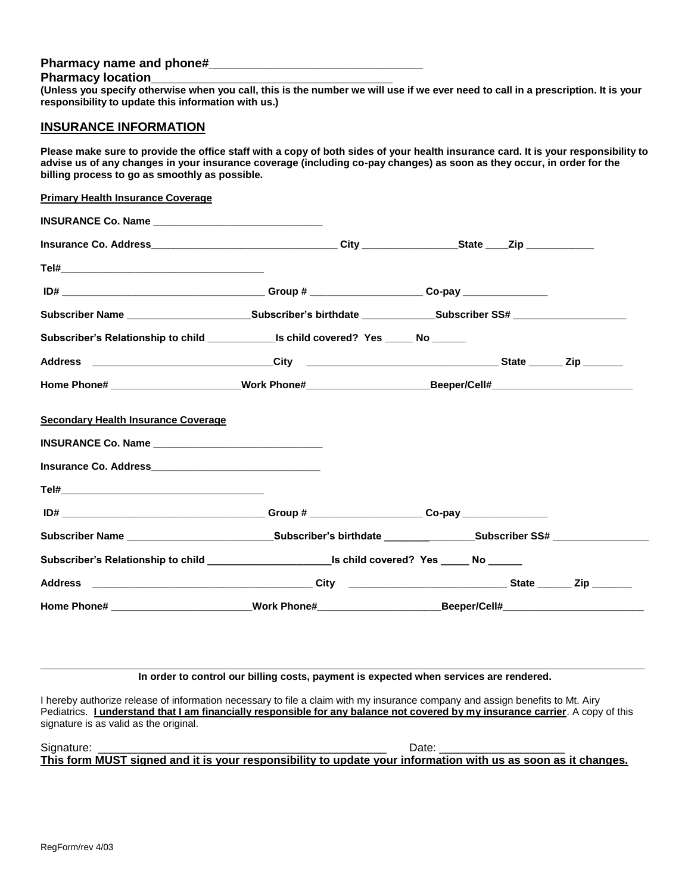**Pharmacy name and phone#________________________________**

**Pharmacy location_____________________________________**

**(Unless you specify otherwise when you call, this is the number we will use if we ever need to call in a prescription. It is your responsibility to update this information with us.)**

## INSURANCE INFORMATION

**Please make sure to provide the office staff with a copy of both sides of your health insurance card. It is your responsibility to advise us of any changes in your insurance coverage (including co-pay changes) as soon as they occur, in order for the billing process to go as smoothly as possible.**

**Primary Health Insurance Coverage**

**INSURANCE Co. Name ______________________________**

**Insurance Co. Address_________________________________ City ________________State ____Zip ____________**

**Tel#____________________________________**

**ID# ____________________________________ Group # ____________________ Co-pay _______________**

**Subscriber Name ______________________Subscriber's birthdate _____________Subscriber SS# ____________________**

**Subscriber's Relationship to child ____________Is child covered? Yes _____ No ______**

**Address ________________________________City _________________________________ State ______ Zip _______**

**Home Phone# ______________________Work Phone#_____________________Beeper/Cell#_________________________**

**Secondary Health Insurance Coverage**

**INSURANCE Co. Name ______________________________**

**Insurance Co. Address______________________________**

**Tel#____________________________________**

**ID# ____________________________________ Group # ____________________ Co-pay _______________**

**Subscriber Name __________________________Subscriber's birthdate ________________Subscriber SS# _________________**

**Subscriber's Relationship to child _____________________Is child covered? Yes _____ No ______**

**Address _______________________________________ City ____________________________ State ______ Zip _______**

**Home Phone# _________________________Work Phone#_____________________Beeper/Cell#_________________________**

---

**In order to control our billing costs, payment is expected when services are rendered.**

I hereby authorize release of information necessary to file a claim with my insurance company and assign benefits to Mt. Airy Pediatrics. **I understand that I am financially responsible for any balance not covered by my insurance carrier**. A copy of this signature is as valid as the original.

Signature: _______________________________________________ Date: ___________________

**This form MUST signed and it is your responsibility to update your information with us as soon as it changes.**

RegForm/rev 4/03